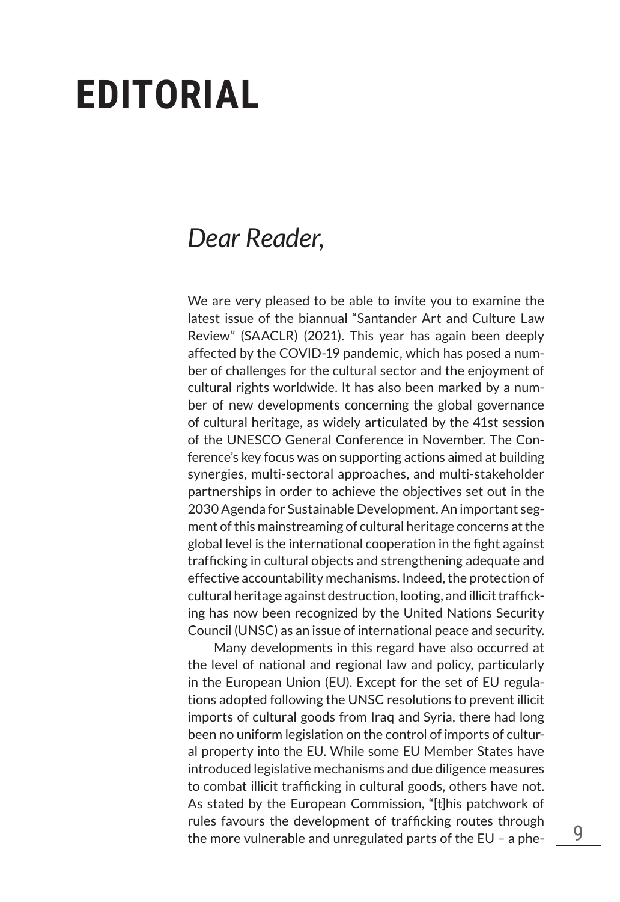# EDITORIAL

## *Dear Reader,*

We are very pleased to be able to invite you to examine the latest issue of the biannual "Santander Art and Culture Law Review" (SAACLR) (2021). This year has again been deeply affected by the COVID-19 pandemic, which has posed a number of challenges for the cultural sector and the enjoyment of cultural rights worldwide. It has also been marked by a number of new developments concerning the global governance of cultural heritage, as widely articulated by the 41st session of the UNESCO General Conference in November. The Conference's key focus was on supporting actions aimed at building synergies, multi-sectoral approaches, and multi-stakeholder partnerships in order to achieve the objectives set out in the 2030 Agenda for Sustainable Development. An important segment of this mainstreaming of cultural heritage concerns at the global level is the international cooperation in the fight against trafficking in cultural objects and strengthening adequate and effective accountability mechanisms. Indeed, the protection of cultural heritage against destruction, looting, and illicit trafficking has now been recognized by the United Nations Security Council (UNSC) as an issue of international peace and security.

Many developments in this regard have also occurred at the level of national and regional law and policy, particularly in the European Union (EU). Except for the set of EU regulations adopted following the UNSC resolutions to prevent illicit imports of cultural goods from Iraq and Syria, there had long been no uniform legislation on the control of imports of cultural property into the EU. While some EU Member States have introduced legislative mechanisms and due diligence measures to combat illicit trafficking in cultural goods, others have not. As stated by the European Commission, "[t]his patchwork of rules favours the development of trafficking routes through the more vulnerable and unregulated parts of the EU – a phe-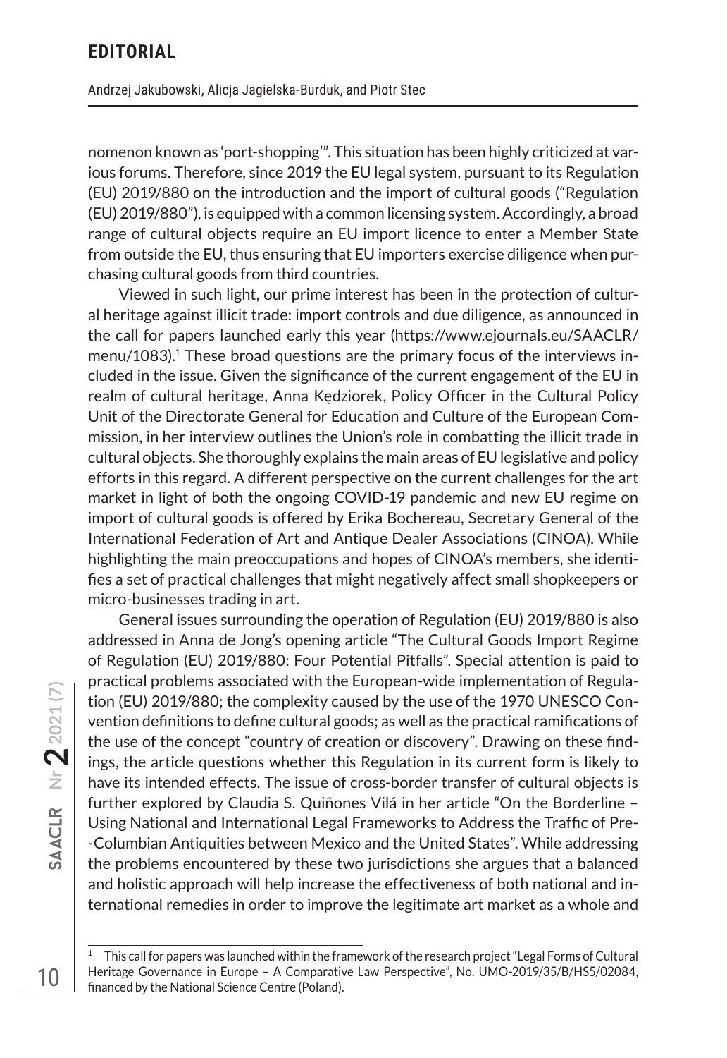nomenon known as 'port-shopping'". This situation has been highly criticized at various forums. Therefore, since 2019 the EU legal system, pursuant to its Regulation (EU) 2019/880 on the introduction and the import of cultural goods ("Regulation (EU) 2019/880"), is equipped with a common licensing system. Accordingly, a broad range of cultural objects require an EU import licence to enter a Member State from outside the EU, thus ensuring that EU importers exercise diligence when purchasing cultural goods from third countries.

Viewed in such light, our prime interest has been in the protection of cultural heritage against illicit trade: import controls and due diligence, as announced in the call for papers launched early this year (https://www.ejournals.eu/SAACLR/menu/1083).[1] These broad questions are the primary focus of the interviews included in the issue. Given the significance of the current engagement of the EU in realm of cultural heritage, Anna Kędziorek, Policy Officer in the Cultural Policy Unit of the Directorate General for Education and Culture of the European Commission, in her interview outlines the Union's role in combatting the illicit trade in cultural objects. She thoroughly explains the main areas of EU legislative and policy efforts in this regard. A different perspective on the current challenges for the art market in light of both the ongoing COVID-19 pandemic and new EU regime on import of cultural goods is offered by Erika Bochereau, Secretary General of the International Federation of Art and Antique Dealer Associations (CINOA). While highlighting the main preoccupations and hopes of CINOA's members, she identifies a set of practical challenges that might negatively affect small shopkeepers or micro-businesses trading in art.

General issues surrounding the operation of Regulation (EU) 2019/880 is also addressed in Anna de Jong's opening article "The Cultural Goods Import Regime of Regulation (EU) 2019/880: Four Potential Pitfalls". Special attention is paid to practical problems associated with the European-wide implementation of Regulation (EU) 2019/880; the complexity caused by the use of the 1970 UNESCO Convention definitions to define cultural goods; as well as the practical ramifications of the use of the concept "country of creation or discovery". Drawing on these findings, the article questions whether this Regulation in its current form is likely to have its intended effects. The issue of cross-border transfer of cultural objects is further explored by Claudia S. Quiñones Vilá in her article "On the Borderline – Using National and International Legal Frameworks to Address the Traffic of Pre-Columbian Antiquities between Mexico and the United States". While addressing the problems encountered by these two jurisdictions she argues that a balanced and holistic approach will help increase the effectiveness of both national and international remedies in order to improve the legitimate art market as a whole and

---

[1] This call for papers was launched within the framework of the research project "Legal Forms of Cultural Heritage Governance in Europe – A Comparative Law Perspective", No. UMO-2019/35/B/HS5/02084, financed by the National Science Centre (Poland).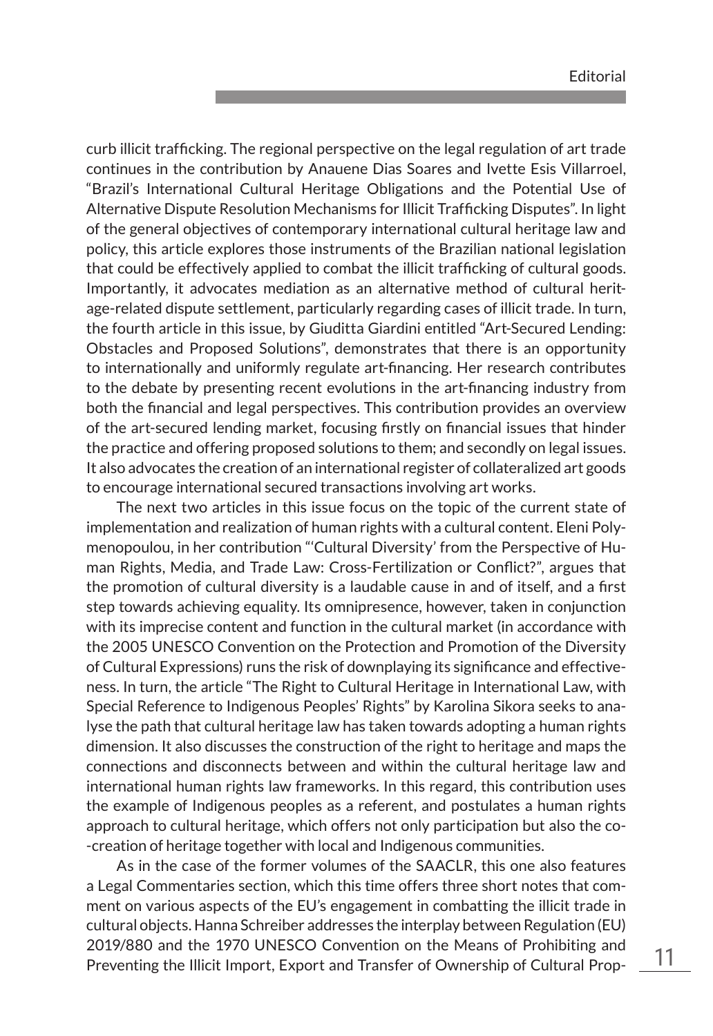curb illicit trafficking. The regional perspective on the legal regulation of art trade continues in the contribution by Anauene Dias Soares and Ivette Esis Villarroel, "Brazil's International Cultural Heritage Obligations and the Potential Use of Alternative Dispute Resolution Mechanisms for Illicit Trafficking Disputes". In light of the general objectives of contemporary international cultural heritage law and policy, this article explores those instruments of the Brazilian national legislation that could be effectively applied to combat the illicit trafficking of cultural goods. Importantly, it advocates mediation as an alternative method of cultural heritage-related dispute settlement, particularly regarding cases of illicit trade. In turn, the fourth article in this issue, by Giuditta Giardini entitled "Art-Secured Lending: Obstacles and Proposed Solutions", demonstrates that there is an opportunity to internationally and uniformly regulate art-financing. Her research contributes to the debate by presenting recent evolutions in the art-financing industry from both the financial and legal perspectives. This contribution provides an overview of the art-secured lending market, focusing firstly on financial issues that hinder the practice and offering proposed solutions to them; and secondly on legal issues. It also advocates the creation of an international register of collateralized art goods to encourage international secured transactions involving art works.

The next two articles in this issue focus on the topic of the current state of implementation and realization of human rights with a cultural content. Eleni Polymenopoulou, in her contribution "'Cultural Diversity' from the Perspective of Human Rights, Media, and Trade Law: Cross-Fertilization or Conflict?", argues that the promotion of cultural diversity is a laudable cause in and of itself, and a first step towards achieving equality. Its omnipresence, however, taken in conjunction with its imprecise content and function in the cultural market (in accordance with the 2005 UNESCO Convention on the Protection and Promotion of the Diversity of Cultural Expressions) runs the risk of downplaying its significance and effectiveness. In turn, the article "The Right to Cultural Heritage in International Law, with Special Reference to Indigenous Peoples' Rights" by Karolina Sikora seeks to analyse the path that cultural heritage law has taken towards adopting a human rights dimension. It also discusses the construction of the right to heritage and maps the connections and disconnects between and within the cultural heritage law and international human rights law frameworks. In this regard, this contribution uses the example of Indigenous peoples as a referent, and postulates a human rights approach to cultural heritage, which offers not only participation but also the co-creation of heritage together with local and Indigenous communities.

As in the case of the former volumes of the SAACLR, this one also features a Legal Commentaries section, which this time offers three short notes that comment on various aspects of the EU's engagement in combatting the illicit trade in cultural objects. Hanna Schreiber addresses the interplay between Regulation (EU) 2019/880 and the 1970 UNESCO Convention on the Means of Prohibiting and Preventing the Illicit Import, Export and Transfer of Ownership of Cultural Prop-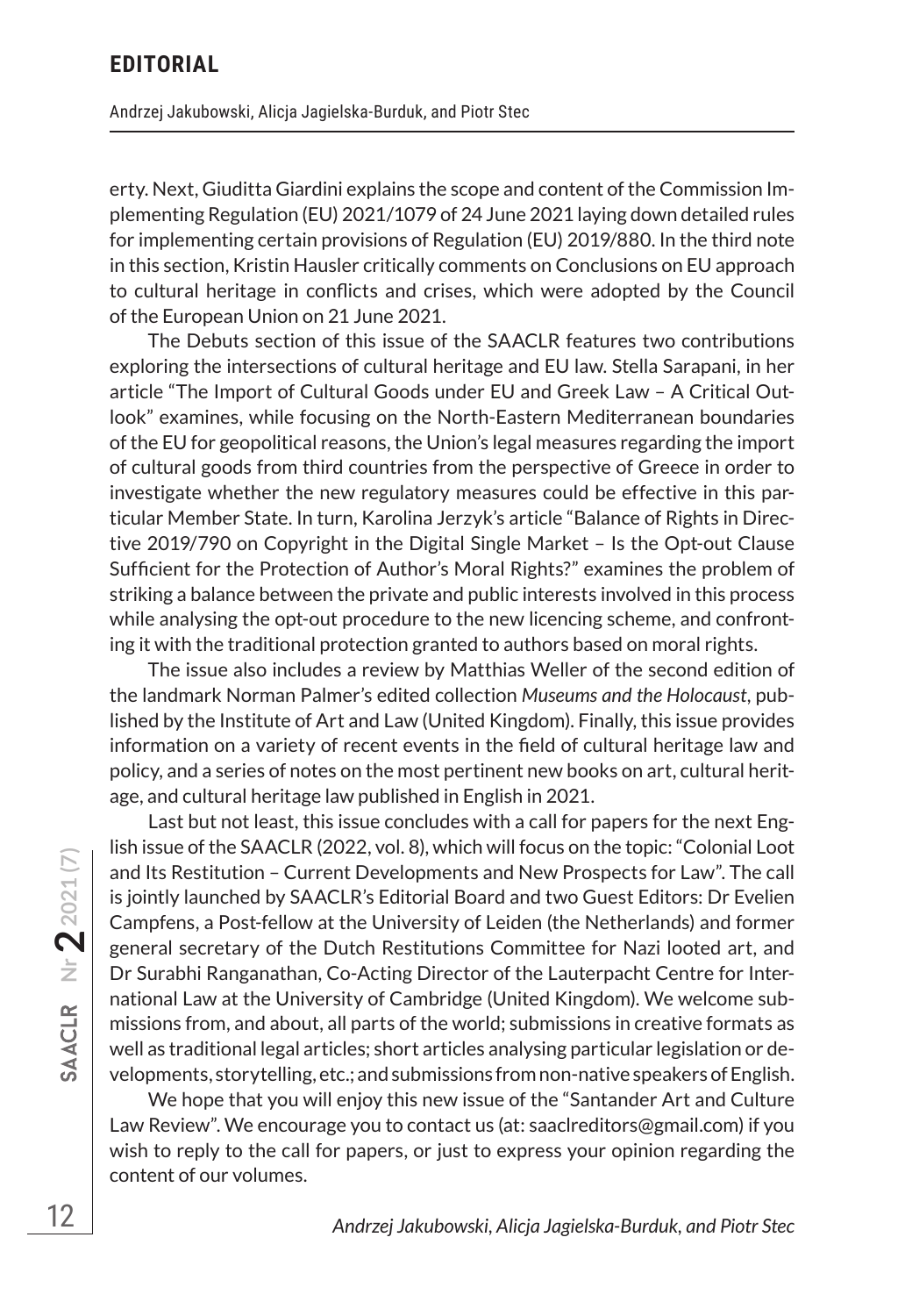erty. Next, Giuditta Giardini explains the scope and content of the Commission Implementing Regulation (EU) 2021/1079 of 24 June 2021 laying down detailed rules for implementing certain provisions of Regulation (EU) 2019/880. In the third note in this section, Kristin Hausler critically comments on Conclusions on EU approach to cultural heritage in conflicts and crises, which were adopted by the Council of the European Union on 21 June 2021.

The Debuts section of this issue of the SAACLR features two contributions exploring the intersections of cultural heritage and EU law. Stella Sarapani, in her article "The Import of Cultural Goods under EU and Greek Law – A Critical Outlook" examines, while focusing on the North-Eastern Mediterranean boundaries of the EU for geopolitical reasons, the Union's legal measures regarding the import of cultural goods from third countries from the perspective of Greece in order to investigate whether the new regulatory measures could be effective in this particular Member State. In turn, Karolina Jerzyk's article "Balance of Rights in Directive 2019/790 on Copyright in the Digital Single Market – Is the Opt-out Clause Sufficient for the Protection of Author's Moral Rights?" examines the problem of striking a balance between the private and public interests involved in this process while analysing the opt-out procedure to the new licencing scheme, and confronting it with the traditional protection granted to authors based on moral rights.

The issue also includes a review by Matthias Weller of the second edition of the landmark Norman Palmer's edited collection *Museums and the Holocaust*, published by the Institute of Art and Law (United Kingdom). Finally, this issue provides information on a variety of recent events in the field of cultural heritage law and policy, and a series of notes on the most pertinent new books on art, cultural heritage, and cultural heritage law published in English in 2021.

Last but not least, this issue concludes with a call for papers for the next English issue of the SAACLR (2022, vol. 8), which will focus on the topic: "Colonial Loot and Its Restitution – Current Developments and New Prospects for Law". The call is jointly launched by SAACLR's Editorial Board and two Guest Editors: Dr Evelien Campfens, a Post-fellow at the University of Leiden (the Netherlands) and former general secretary of the Dutch Restitutions Committee for Nazi looted art, and Dr Surabhi Ranganathan, Co-Acting Director of the Lauterpacht Centre for International Law at the University of Cambridge (United Kingdom). We welcome submissions from, and about, all parts of the world; submissions in creative formats as well as traditional legal articles; short articles analysing particular legislation or developments, storytelling, etc.; and submissions from non-native speakers of English.

We hope that you will enjoy this new issue of the "Santander Art and Culture Law Review". We encourage you to contact us (at: saaclreditors@gmail.com) if you wish to reply to the call for papers, or just to express your opinion regarding the content of our volumes.

*Andrzej Jakubowski, Alicja Jagielska-Burduk, and Piotr Stec*